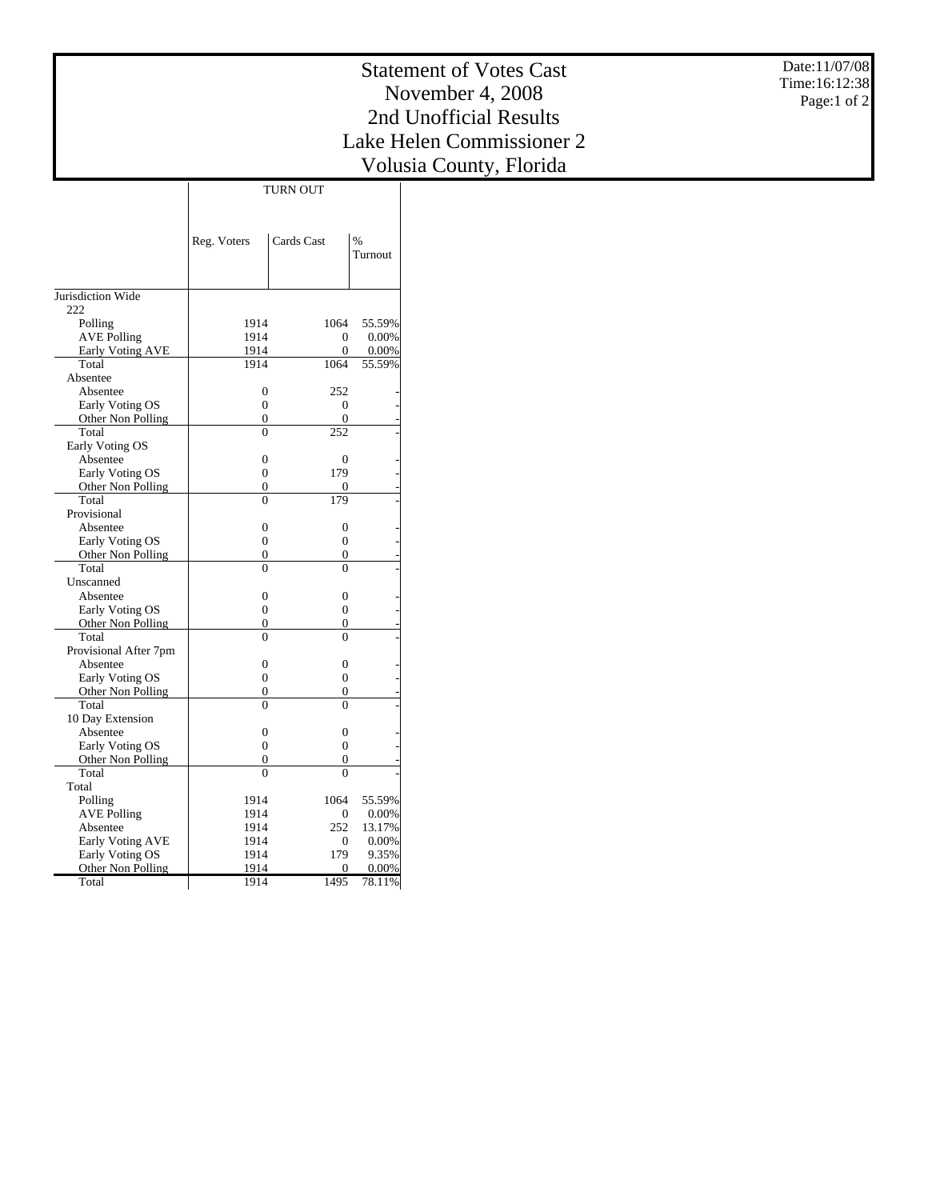# Statement of Votes Cast
# November 4, 2008
# 2nd Unofficial Results
# Lake Helen Commissioner 2
# Volusia County, Florida

Date:11/07/08
Time:16:12:38

| | TURN OUT | | |
|---|---|---|---|
| | Reg. Voters | Cards Cast | % Turnout |
| Jurisdiction Wide | | | |
| 222 | | | |
| Polling | 1914 | 1064 | 55.59% |
| AVE Polling | 1914 | 0 | 0.00% |
| Early Voting AVE | 1914 | 0 | 0.00% |
| Total | 1914 | 1064 | 55.59% |
| Absentee | | | |
| Absentee | 0 | 252 | - |
| Early Voting OS | 0 | 0 | - |
| Other Non Polling | 0 | 0 | - |
| Total | 0 | 252 | - |
| Early Voting OS | | | |
| Absentee | 0 | 0 | - |
| Early Voting OS | 0 | 179 | - |
| Other Non Polling | 0 | 0 | - |
| Total | 0 | 179 | - |
| Provisional | | | |
| Absentee | 0 | 0 | - |
| Early Voting OS | 0 | 0 | - |
| Other Non Polling | 0 | 0 | - |
| Total | 0 | 0 | - |
| Unscanned | | | |
| Absentee | 0 | 0 | - |
| Early Voting OS | 0 | 0 | - |
| Other Non Polling | 0 | 0 | - |
| Total | 0 | 0 | - |
| Provisional After 7pm | | | |
| Absentee | 0 | 0 | - |
| Early Voting OS | 0 | 0 | - |
| Other Non Polling | 0 | 0 | - |
| Total | 0 | 0 | - |
| 10 Day Extension | | | |
| Absentee | 0 | 0 | - |
| Early Voting OS | 0 | 0 | - |
| Other Non Polling | 0 | 0 | - |
| Total | 0 | 0 | - |
| Total | | | |
| Polling | 1914 | 1064 | 55.59% |
| AVE Polling | 1914 | 0 | 0.00% |
| Absentee | 1914 | 252 | 13.17% |
| Early Voting AVE | 1914 | 0 | 0.00% |
| Early Voting OS | 1914 | 179 | 9.35% |
| Other Non Polling | 1914 | 0 | 0.00% |
| Total | 1914 | 1495 | 78.11% |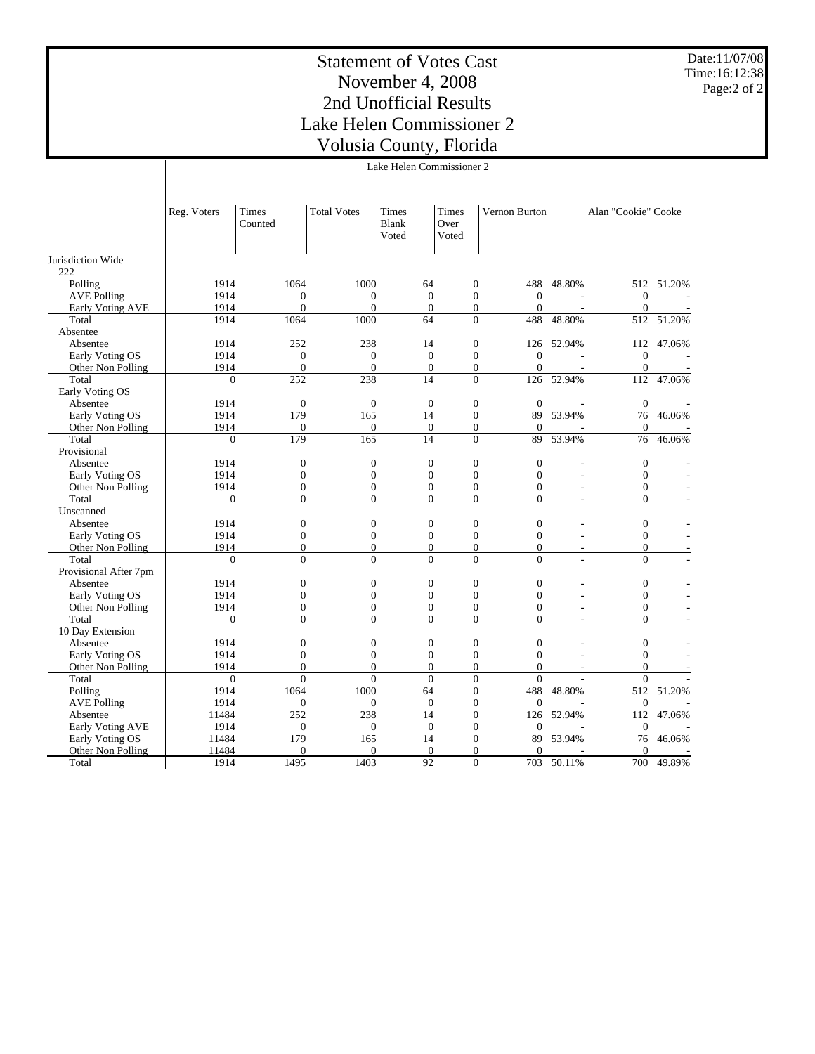# Statement of Votes Cast
# November 4, 2008
# 2nd Unofficial Results
# Lake Helen Commissioner 2
# Volusia County, Florida

Date:11/07/08
Time:16:12:38

| | Lake Helen Commissioner 2 | | | | | | | | |
|---|---|---|---|---|---|---|---|---|---|
| | Reg. Voters | Times Counted | Total Votes | Times Blank Voted | Times Over Voted | Vernon Burton | | Alan "Cookie" Cooke | |
| Jurisdiction Wide | | | | | | | | | |
| 222 | | | | | | | | | |
| Polling | 1914 | 1064 | 1000 | 64 | 0 | 488 | 48.80% | 512 | 51.20% |
| AVE Polling | 1914 | 0 | 0 | 0 | 0 | 0 | - | 0 | - |
| Early Voting AVE | 1914 | 0 | 0 | 0 | 0 | 0 | - | 0 | - |
| Total | 1914 | 1064 | 1000 | 64 | 0 | 488 | 48.80% | 512 | 51.20% |
| Absentee | | | | | | | | | |
| Absentee | 1914 | 252 | 238 | 14 | 0 | 126 | 52.94% | 112 | 47.06% |
| Early Voting OS | 1914 | 0 | 0 | 0 | 0 | 0 | - | 0 | - |
| Other Non Polling | 1914 | 0 | 0 | 0 | 0 | 0 | - | 0 | - |
| Total | 0 | 252 | 238 | 14 | 0 | 126 | 52.94% | 112 | 47.06% |
| Early Voting OS | | | | | | | | | |
| Absentee | 1914 | 0 | 0 | 0 | 0 | 0 | - | 0 | - |
| Early Voting OS | 1914 | 179 | 165 | 14 | 0 | 89 | 53.94% | 76 | 46.06% |
| Other Non Polling | 1914 | 0 | 0 | 0 | 0 | 0 | - | 0 | - |
| Total | 0 | 179 | 165 | 14 | 0 | 89 | 53.94% | 76 | 46.06% |
| Provisional | | | | | | | | | |
| Absentee | 1914 | 0 | 0 | 0 | 0 | 0 | - | 0 | - |
| Early Voting OS | 1914 | 0 | 0 | 0 | 0 | 0 | - | 0 | - |
| Other Non Polling | 1914 | 0 | 0 | 0 | 0 | 0 | - | 0 | - |
| Total | 0 | 0 | 0 | 0 | 0 | 0 | - | 0 | - |
| Unscanned | | | | | | | | | |
| Absentee | 1914 | 0 | 0 | 0 | 0 | 0 | - | 0 | - |
| Early Voting OS | 1914 | 0 | 0 | 0 | 0 | 0 | - | 0 | - |
| Other Non Polling | 1914 | 0 | 0 | 0 | 0 | 0 | - | 0 | - |
| Total | 0 | 0 | 0 | 0 | 0 | 0 | - | 0 | - |
| Provisional After 7pm | | | | | | | | | |
| Absentee | 1914 | 0 | 0 | 0 | 0 | 0 | - | 0 | - |
| Early Voting OS | 1914 | 0 | 0 | 0 | 0 | 0 | - | 0 | - |
| Other Non Polling | 1914 | 0 | 0 | 0 | 0 | 0 | - | 0 | - |
| Total | 0 | 0 | 0 | 0 | 0 | 0 | - | 0 | - |
| 10 Day Extension | | | | | | | | | |
| Absentee | 1914 | 0 | 0 | 0 | 0 | 0 | - | 0 | - |
| Early Voting OS | 1914 | 0 | 0 | 0 | 0 | 0 | - | 0 | - |
| Other Non Polling | 1914 | 0 | 0 | 0 | 0 | 0 | - | 0 | - |
| Total | 0 | 0 | 0 | 0 | 0 | 0 | - | 0 | - |
| Polling | 1914 | 1064 | 1000 | 64 | 0 | 488 | 48.80% | 512 | 51.20% |
| AVE Polling | 1914 | 0 | 0 | 0 | 0 | 0 | - | 0 | - |
| Absentee | 11484 | 252 | 238 | 14 | 0 | 126 | 52.94% | 112 | 47.06% |
| Early Voting AVE | 1914 | 0 | 0 | 0 | 0 | 0 | - | 0 | - |
| Early Voting OS | 11484 | 179 | 165 | 14 | 0 | 89 | 53.94% | 76 | 46.06% |
| Other Non Polling | 11484 | 0 | 0 | 0 | 0 | 0 | - | 0 | - |
| Total | 1914 | 1495 | 1403 | 92 | 0 | 703 | 50.11% | 700 | 49.89% |